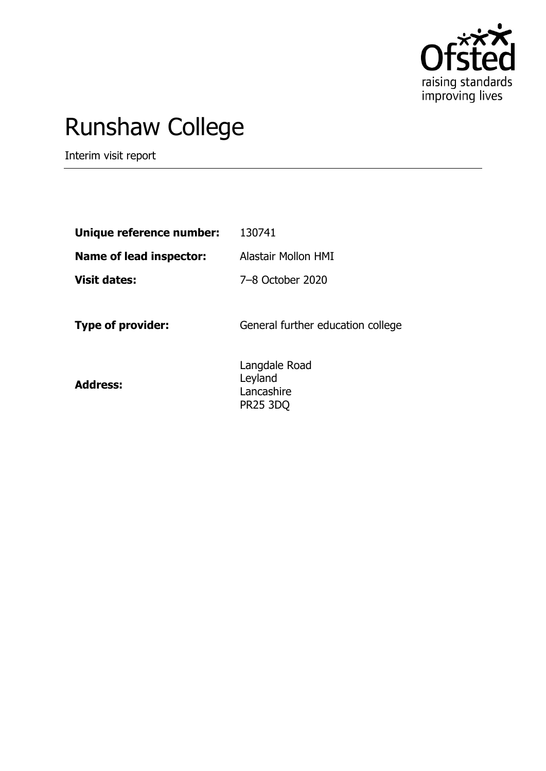# Runshaw College

Interim visit report

| | |
|---|---|
| **Unique reference number:** | 130741 |
| **Name of lead inspector:** | Alastair Mollon HMI |
| **Visit dates:** | 7–8 October 2020 |
| **Type of provider:** | General further education college |
| **Address:** | Langdale Road<br>Leyland<br>Lancashire<br>PR25 3DQ |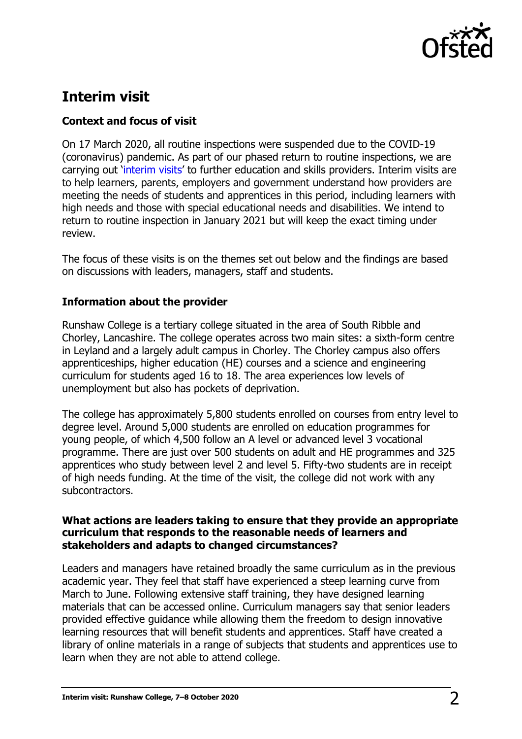# Interim visit

### Context and focus of visit

On 17 March 2020, all routine inspections were suspended due to the COVID-19 (coronavirus) pandemic. As part of our phased return to routine inspections, we are carrying out 'interim visits' to further education and skills providers. Interim visits are to help learners, parents, employers and government understand how providers are meeting the needs of students and apprentices in this period, including learners with high needs and those with special educational needs and disabilities. We intend to return to routine inspection in January 2021 but will keep the exact timing under review.

The focus of these visits is on the themes set out below and the findings are based on discussions with leaders, managers, staff and students.

### Information about the provider

Runshaw College is a tertiary college situated in the area of South Ribble and Chorley, Lancashire. The college operates across two main sites: a sixth-form centre in Leyland and a largely adult campus in Chorley. The Chorley campus also offers apprenticeships, higher education (HE) courses and a science and engineering curriculum for students aged 16 to 18. The area experiences low levels of unemployment but also has pockets of deprivation.

The college has approximately 5,800 students enrolled on courses from entry level to degree level. Around 5,000 students are enrolled on education programmes for young people, of which 4,500 follow an A level or advanced level 3 vocational programme. There are just over 500 students on adult and HE programmes and 325 apprentices who study between level 2 and level 5. Fifty-two students are in receipt of high needs funding. At the time of the visit, the college did not work with any subcontractors.

### What actions are leaders taking to ensure that they provide an appropriate curriculum that responds to the reasonable needs of learners and stakeholders and adapts to changed circumstances?

Leaders and managers have retained broadly the same curriculum as in the previous academic year. They feel that staff have experienced a steep learning curve from March to June. Following extensive staff training, they have designed learning materials that can be accessed online. Curriculum managers say that senior leaders provided effective guidance while allowing them the freedom to design innovative learning resources that will benefit students and apprentices. Staff have created a library of online materials in a range of subjects that students and apprentices use to learn when they are not able to attend college.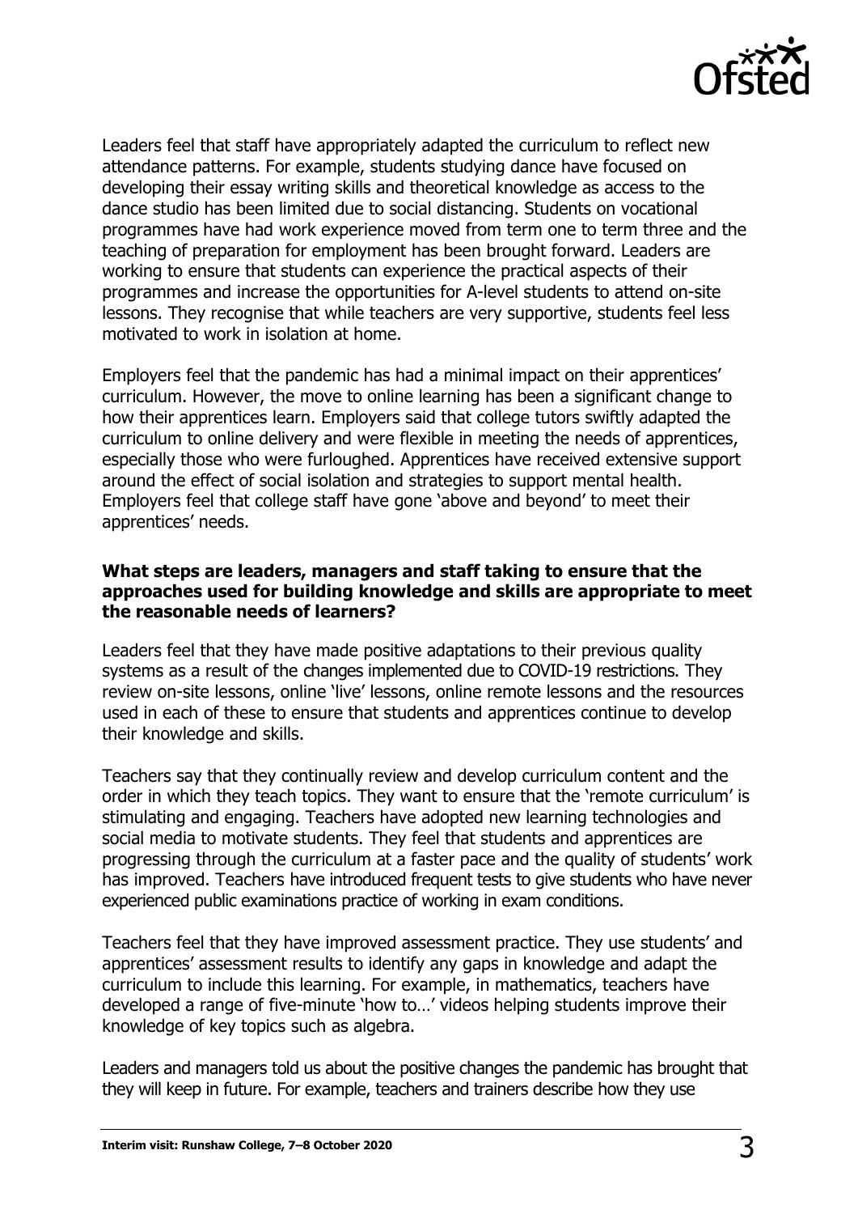Leaders feel that staff have appropriately adapted the curriculum to reflect new attendance patterns. For example, students studying dance have focused on developing their essay writing skills and theoretical knowledge as access to the dance studio has been limited due to social distancing. Students on vocational programmes have had work experience moved from term one to term three and the teaching of preparation for employment has been brought forward. Leaders are working to ensure that students can experience the practical aspects of their programmes and increase the opportunities for A-level students to attend on-site lessons. They recognise that while teachers are very supportive, students feel less motivated to work in isolation at home.

Employers feel that the pandemic has had a minimal impact on their apprentices' curriculum. However, the move to online learning has been a significant change to how their apprentices learn. Employers said that college tutors swiftly adapted the curriculum to online delivery and were flexible in meeting the needs of apprentices, especially those who were furloughed. Apprentices have received extensive support around the effect of social isolation and strategies to support mental health. Employers feel that college staff have gone 'above and beyond' to meet their apprentices' needs.

**What steps are leaders, managers and staff taking to ensure that the approaches used for building knowledge and skills are appropriate to meet the reasonable needs of learners?**

Leaders feel that they have made positive adaptations to their previous quality systems as a result of the changes implemented due to COVID-19 restrictions. They review on-site lessons, online 'live' lessons, online remote lessons and the resources used in each of these to ensure that students and apprentices continue to develop their knowledge and skills.

Teachers say that they continually review and develop curriculum content and the order in which they teach topics. They want to ensure that the 'remote curriculum' is stimulating and engaging. Teachers have adopted new learning technologies and social media to motivate students. They feel that students and apprentices are progressing through the curriculum at a faster pace and the quality of students' work has improved. Teachers have introduced frequent tests to give students who have never experienced public examinations practice of working in exam conditions.

Teachers feel that they have improved assessment practice. They use students' and apprentices' assessment results to identify any gaps in knowledge and adapt the curriculum to include this learning. For example, in mathematics, teachers have developed a range of five-minute 'how to…' videos helping students improve their knowledge of key topics such as algebra.

Leaders and managers told us about the positive changes the pandemic has brought that they will keep in future. For example, teachers and trainers describe how they use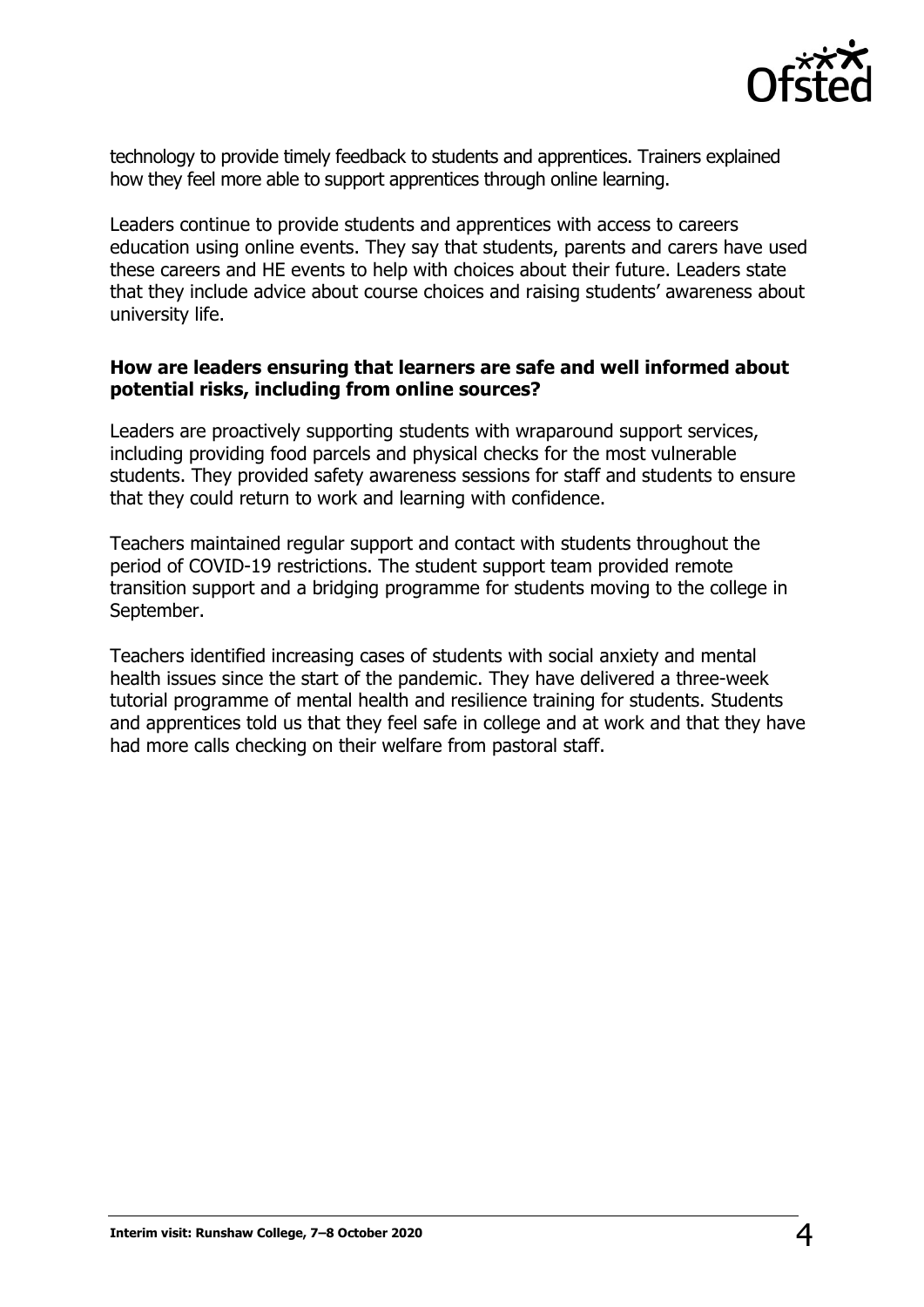technology to provide timely feedback to students and apprentices. Trainers explained how they feel more able to support apprentices through online learning.

Leaders continue to provide students and apprentices with access to careers education using online events. They say that students, parents and carers have used these careers and HE events to help with choices about their future. Leaders state that they include advice about course choices and raising students' awareness about university life.

**How are leaders ensuring that learners are safe and well informed about potential risks, including from online sources?**

Leaders are proactively supporting students with wraparound support services, including providing food parcels and physical checks for the most vulnerable students. They provided safety awareness sessions for staff and students to ensure that they could return to work and learning with confidence.

Teachers maintained regular support and contact with students throughout the period of COVID-19 restrictions. The student support team provided remote transition support and a bridging programme for students moving to the college in September.

Teachers identified increasing cases of students with social anxiety and mental health issues since the start of the pandemic. They have delivered a three-week tutorial programme of mental health and resilience training for students. Students and apprentices told us that they feel safe in college and at work and that they have had more calls checking on their welfare from pastoral staff.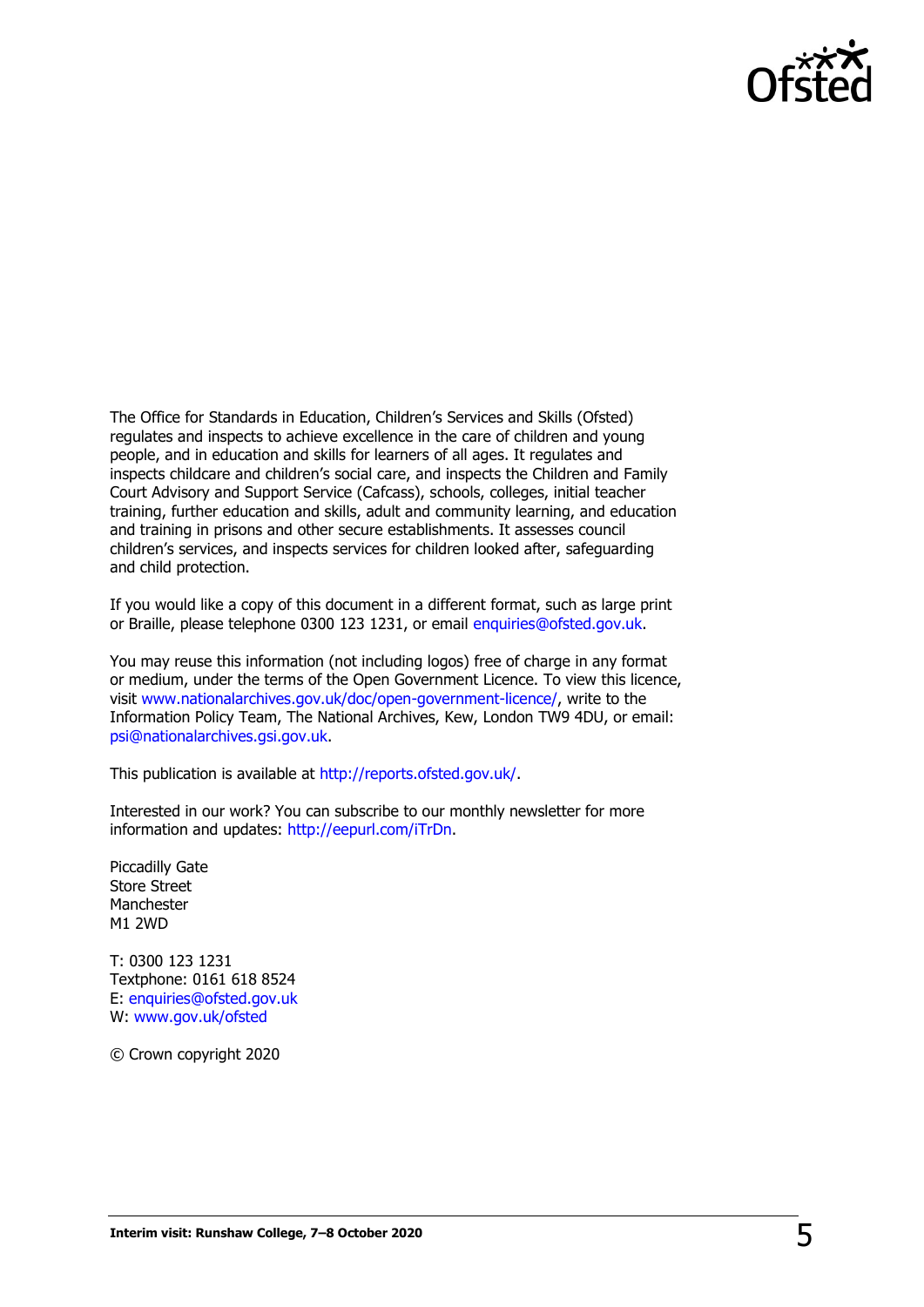The Office for Standards in Education, Children's Services and Skills (Ofsted) regulates and inspects to achieve excellence in the care of children and young people, and in education and skills for learners of all ages. It regulates and inspects childcare and children's social care, and inspects the Children and Family Court Advisory and Support Service (Cafcass), schools, colleges, initial teacher training, further education and skills, adult and community learning, and education and training in prisons and other secure establishments. It assesses council children's services, and inspects services for children looked after, safeguarding and child protection.

If you would like a copy of this document in a different format, such as large print or Braille, please telephone 0300 123 1231, or email enquiries@ofsted.gov.uk.

You may reuse this information (not including logos) free of charge in any format or medium, under the terms of the Open Government Licence. To view this licence, visit www.nationalarchives.gov.uk/doc/open-government-licence/, write to the Information Policy Team, The National Archives, Kew, London TW9 4DU, or email: psi@nationalarchives.gsi.gov.uk.

This publication is available at http://reports.ofsted.gov.uk/.

Interested in our work? You can subscribe to our monthly newsletter for more information and updates: http://eepurl.com/iTrDn.

Piccadilly Gate
Store Street
Manchester
M1 2WD

T: 0300 123 1231
Textphone: 0161 618 8524
E: enquiries@ofsted.gov.uk
W: www.gov.uk/ofsted

© Crown copyright 2020